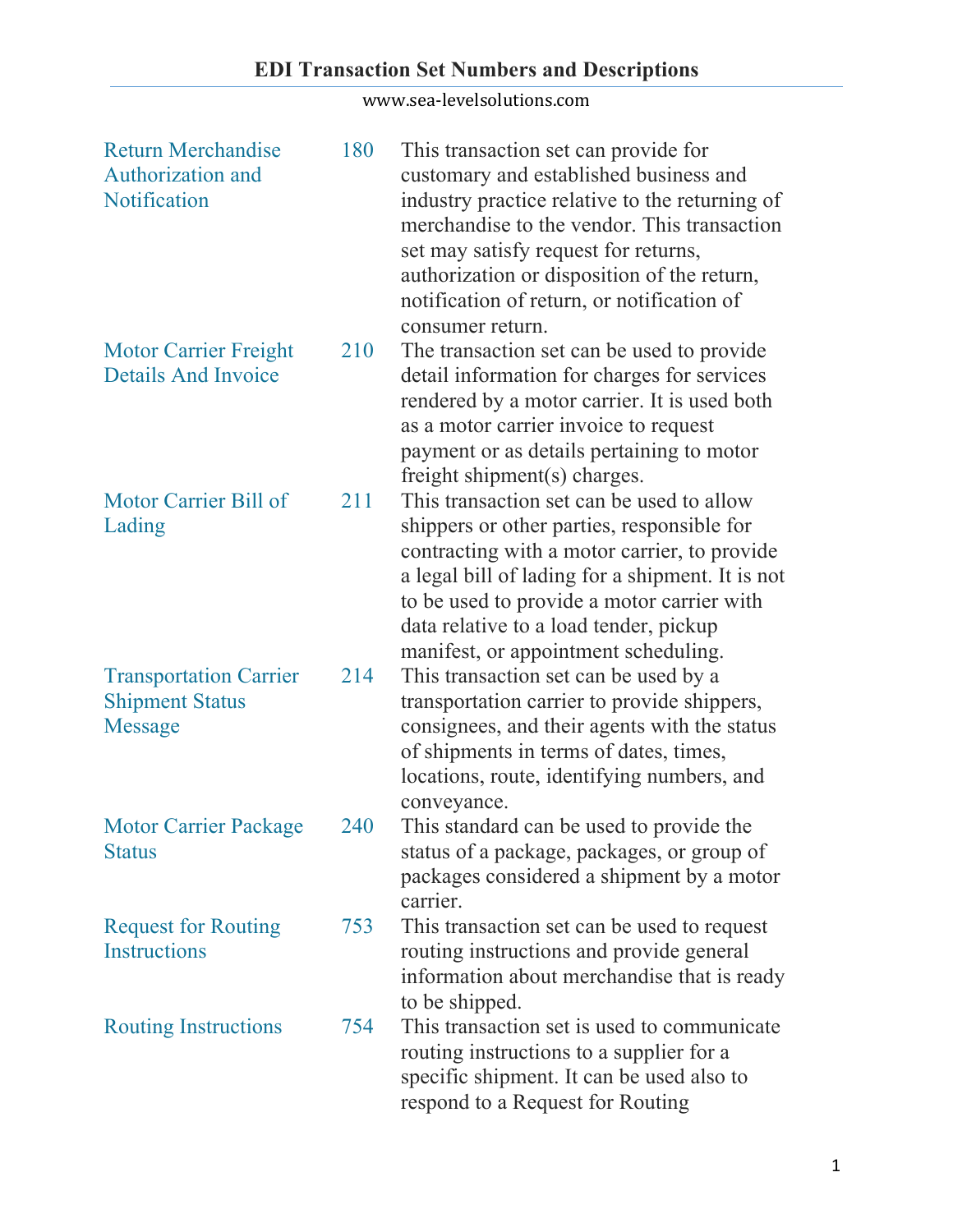# EDI Transaction Set Numbers and Descriptions

www.sea-levelsolutions.com

| | | |
|---|---|---|
| Return Merchandise Authorization and Notification | 180 | This transaction set can provide for customary and established business and industry practice relative to the returning of merchandise to the vendor. This transaction set may satisfy request for returns, authorization or disposition of the return, notification of return, or notification of consumer return. |
| Motor Carrier Freight Details And Invoice | 210 | The transaction set can be used to provide detail information for charges for services rendered by a motor carrier. It is used both as a motor carrier invoice to request payment or as details pertaining to motor freight shipment(s) charges. |
| Motor Carrier Bill of Lading | 211 | This transaction set can be used to allow shippers or other parties, responsible for contracting with a motor carrier, to provide a legal bill of lading for a shipment. It is not to be used to provide a motor carrier with data relative to a load tender, pickup manifest, or appointment scheduling. |
| Transportation Carrier Shipment Status Message | 214 | This transaction set can be used by a transportation carrier to provide shippers, consignees, and their agents with the status of shipments in terms of dates, times, locations, route, identifying numbers, and conveyance. |
| Motor Carrier Package Status | 240 | This standard can be used to provide the status of a package, packages, or group of packages considered a shipment by a motor carrier. |
| Request for Routing Instructions | 753 | This transaction set can be used to request routing instructions and provide general information about merchandise that is ready to be shipped. |
| Routing Instructions | 754 | This transaction set is used to communicate routing instructions to a supplier for a specific shipment. It can be used also to respond to a Request for Routing |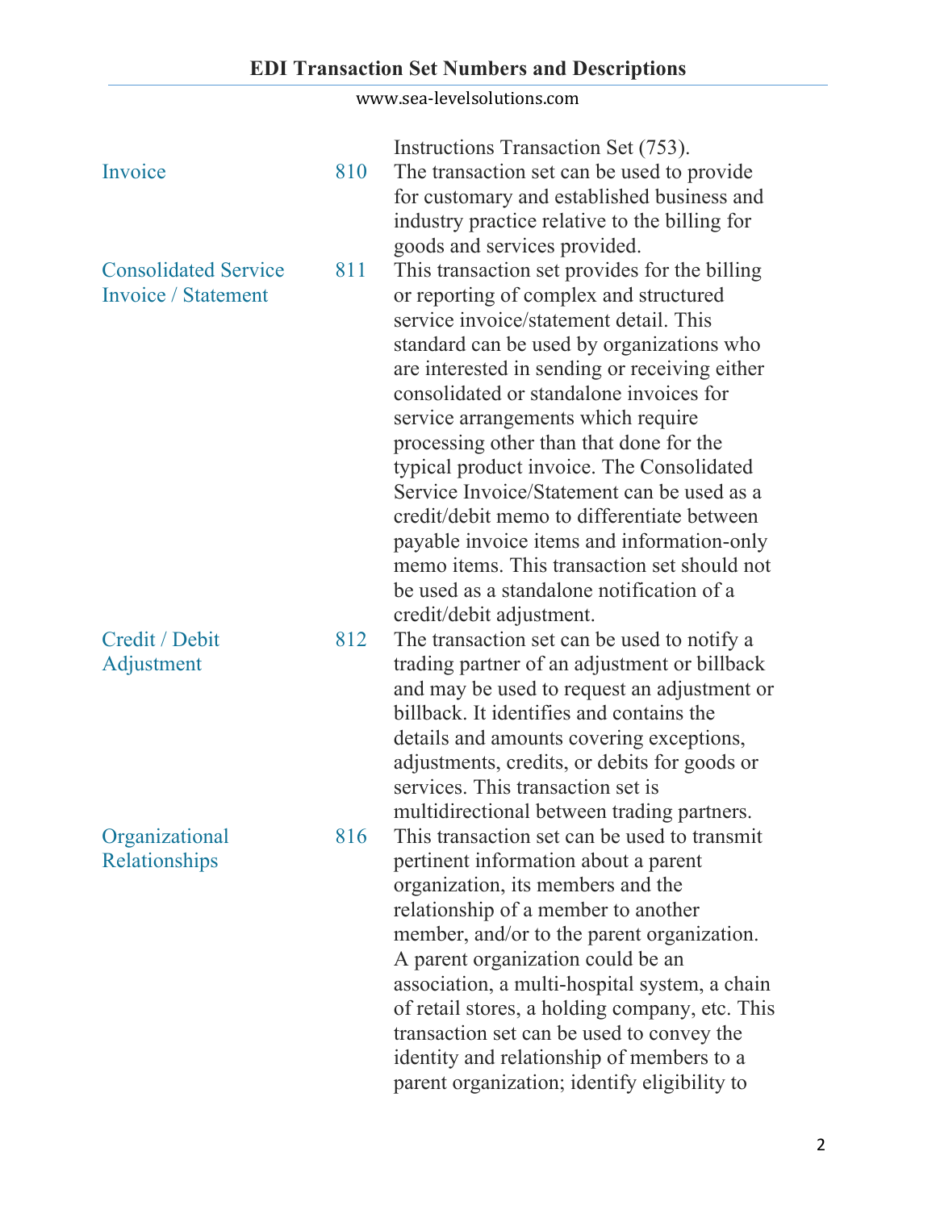| | | |
|---|---|---|
| | | Instructions Transaction Set (753). |
| Invoice | 810 | The transaction set can be used to provide for customary and established business and industry practice relative to the billing for goods and services provided. |
| Consolidated Service Invoice / Statement | 811 | This transaction set provides for the billing or reporting of complex and structured service invoice/statement detail. This standard can be used by organizations who are interested in sending or receiving either consolidated or standalone invoices for service arrangements which require processing other than that done for the typical product invoice. The Consolidated Service Invoice/Statement can be used as a credit/debit memo to differentiate between payable invoice items and information-only memo items. This transaction set should not be used as a standalone notification of a credit/debit adjustment. |
| Credit / Debit Adjustment | 812 | The transaction set can be used to notify a trading partner of an adjustment or billback and may be used to request an adjustment or billback. It identifies and contains the details and amounts covering exceptions, adjustments, credits, or debits for goods or services. This transaction set is multidirectional between trading partners. |
| Organizational Relationships | 816 | This transaction set can be used to transmit pertinent information about a parent organization, its members and the relationship of a member to another member, and/or to the parent organization. A parent organization could be an association, a multi-hospital system, a chain of retail stores, a holding company, etc. This transaction set can be used to convey the identity and relationship of members to a parent organization; identify eligibility to |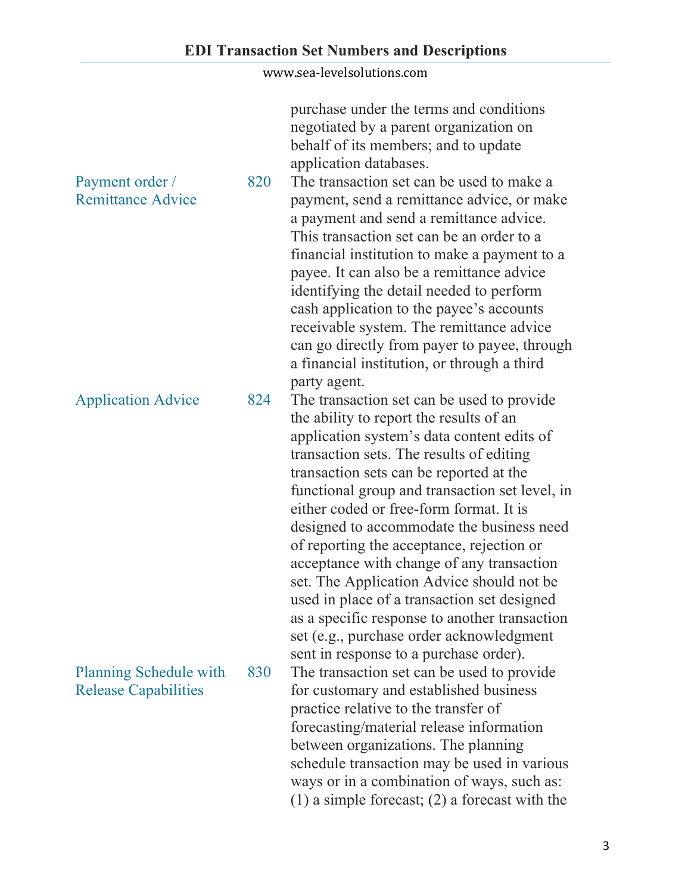| | | |
|---|---|---|
| | | purchase under the terms and conditions negotiated by a parent organization on behalf of its members; and to update application databases. |
| Payment order / Remittance Advice | 820 | The transaction set can be used to make a payment, send a remittance advice, or make a payment and send a remittance advice. This transaction set can be an order to a financial institution to make a payment to a payee. It can also be a remittance advice identifying the detail needed to perform cash application to the payee's accounts receivable system. The remittance advice can go directly from payer to payee, through a financial institution, or through a third party agent. |
| Application Advice | 824 | The transaction set can be used to provide the ability to report the results of an application system's data content edits of transaction sets. The results of editing transaction sets can be reported at the functional group and transaction set level, in either coded or free-form format. It is designed to accommodate the business need of reporting the acceptance, rejection or acceptance with change of any transaction set. The Application Advice should not be used in place of a transaction set designed as a specific response to another transaction set (e.g., purchase order acknowledgment sent in response to a purchase order). |
| Planning Schedule with Release Capabilities | 830 | The transaction set can be used to provide for customary and established business practice relative to the transfer of forecasting/material release information between organizations. The planning schedule transaction may be used in various ways or in a combination of ways, such as: (1) a simple forecast; (2) a forecast with the |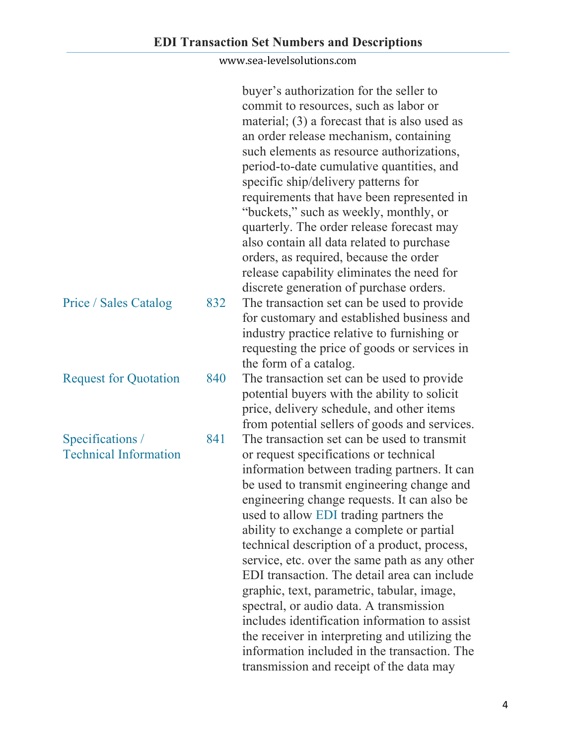| | | |
|---|---|---|
| | | buyer's authorization for the seller to commit to resources, such as labor or material; (3) a forecast that is also used as an order release mechanism, containing such elements as resource authorizations, period-to-date cumulative quantities, and specific ship/delivery patterns for requirements that have been represented in "buckets," such as weekly, monthly, or quarterly. The order release forecast may also contain all data related to purchase orders, as required, because the order release capability eliminates the need for discrete generation of purchase orders. |
| Price / Sales Catalog | 832 | The transaction set can be used to provide for customary and established business and industry practice relative to furnishing or requesting the price of goods or services in the form of a catalog. |
| Request for Quotation | 840 | The transaction set can be used to provide potential buyers with the ability to solicit price, delivery schedule, and other items from potential sellers of goods and services. |
| Specifications / Technical Information | 841 | The transaction set can be used to transmit or request specifications or technical information between trading partners. It can be used to transmit engineering change and engineering change requests. It can also be used to allow EDI trading partners the ability to exchange a complete or partial technical description of a product, process, service, etc. over the same path as any other EDI transaction. The detail area can include graphic, text, parametric, tabular, image, spectral, or audio data. A transmission includes identification information to assist the receiver in interpreting and utilizing the information included in the transaction. The transmission and receipt of the data may |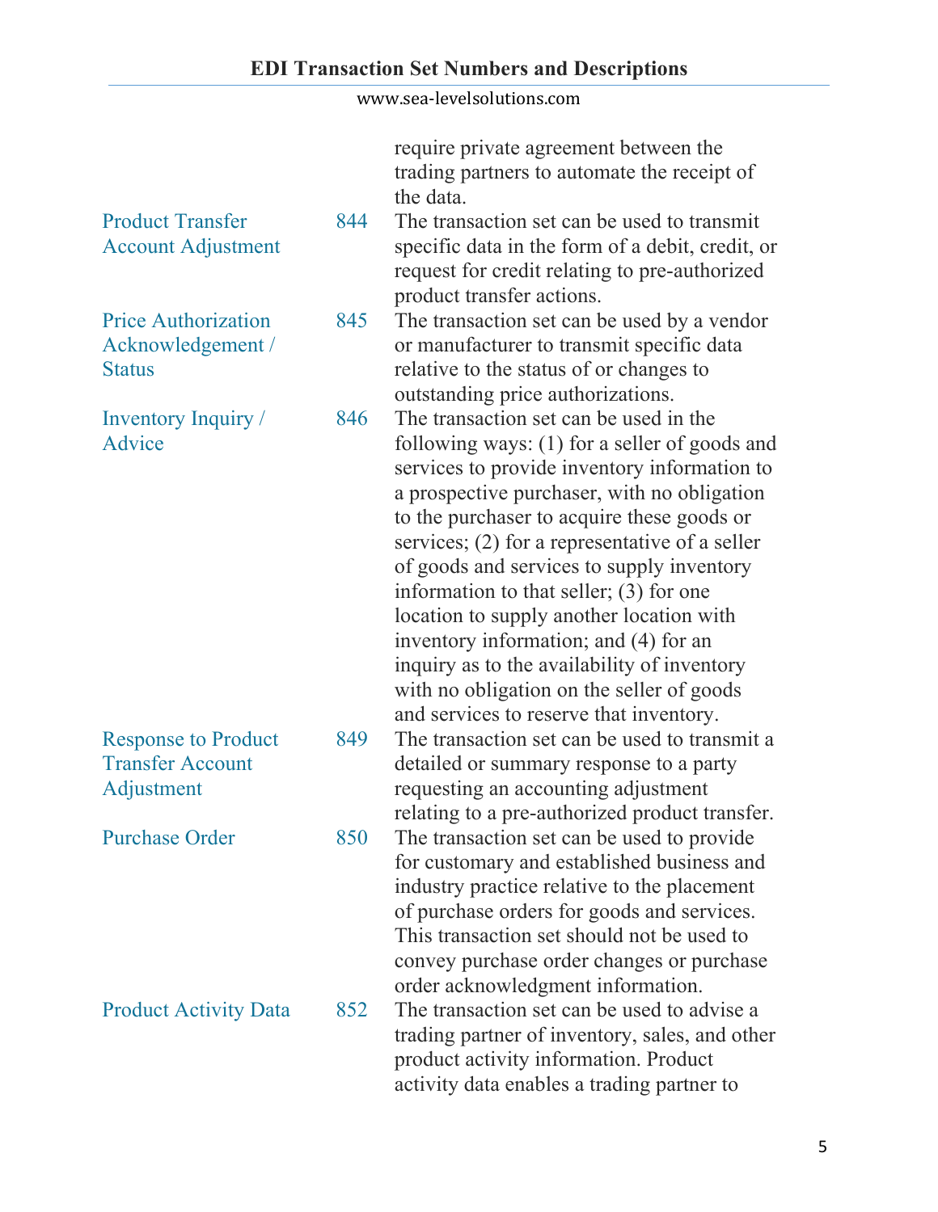| | | |
|---|---|---|
| | | require private agreement between the trading partners to automate the receipt of the data. |
| Product Transfer Account Adjustment | 844 | The transaction set can be used to transmit specific data in the form of a debit, credit, or request for credit relating to pre-authorized product transfer actions. |
| Price Authorization Acknowledgement / Status | 845 | The transaction set can be used by a vendor or manufacturer to transmit specific data relative to the status of or changes to outstanding price authorizations. |
| Inventory Inquiry / Advice | 846 | The transaction set can be used in the following ways: (1) for a seller of goods and services to provide inventory information to a prospective purchaser, with no obligation to the purchaser to acquire these goods or services; (2) for a representative of a seller of goods and services to supply inventory information to that seller; (3) for one location to supply another location with inventory information; and (4) for an inquiry as to the availability of inventory with no obligation on the seller of goods and services to reserve that inventory. |
| Response to Product Transfer Account Adjustment | 849 | The transaction set can be used to transmit a detailed or summary response to a party requesting an accounting adjustment relating to a pre-authorized product transfer. |
| Purchase Order | 850 | The transaction set can be used to provide for customary and established business and industry practice relative to the placement of purchase orders for goods and services. This transaction set should not be used to convey purchase order changes or purchase order acknowledgment information. |
| Product Activity Data | 852 | The transaction set can be used to advise a trading partner of inventory, sales, and other product activity information. Product activity data enables a trading partner to |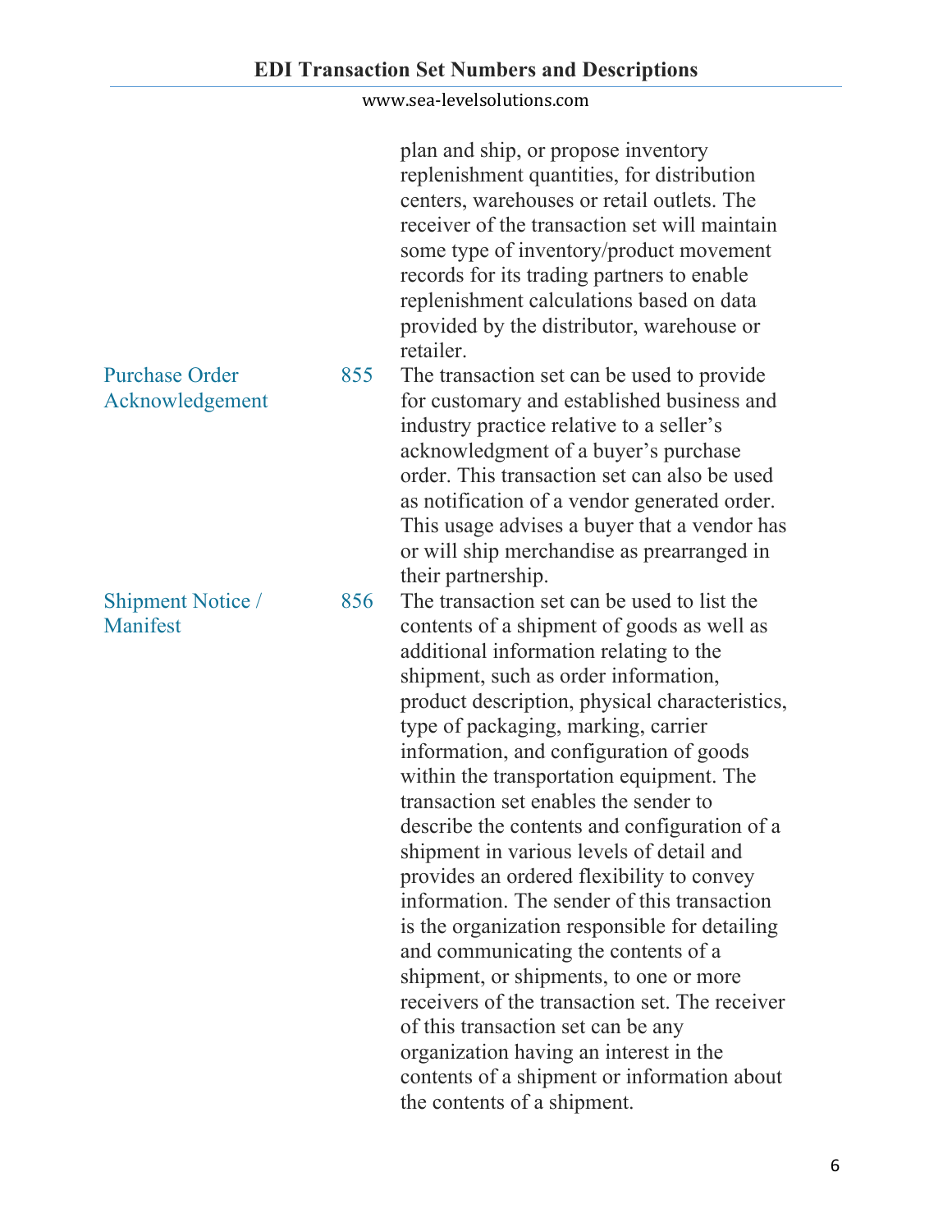| | | |
|---|---|---|
| | | plan and ship, or propose inventory replenishment quantities, for distribution centers, warehouses or retail outlets. The receiver of the transaction set will maintain some type of inventory/product movement records for its trading partners to enable replenishment calculations based on data provided by the distributor, warehouse or retailer. |
| Purchase Order Acknowledgement | 855 | The transaction set can be used to provide for customary and established business and industry practice relative to a seller's acknowledgment of a buyer's purchase order. This transaction set can also be used as notification of a vendor generated order. This usage advises a buyer that a vendor has or will ship merchandise as prearranged in their partnership. |
| Shipment Notice / Manifest | 856 | The transaction set can be used to list the contents of a shipment of goods as well as additional information relating to the shipment, such as order information, product description, physical characteristics, type of packaging, marking, carrier information, and configuration of goods within the transportation equipment. The transaction set enables the sender to describe the contents and configuration of a shipment in various levels of detail and provides an ordered flexibility to convey information. The sender of this transaction is the organization responsible for detailing and communicating the contents of a shipment, or shipments, to one or more receivers of the transaction set. The receiver of this transaction set can be any organization having an interest in the contents of a shipment or information about the contents of a shipment. |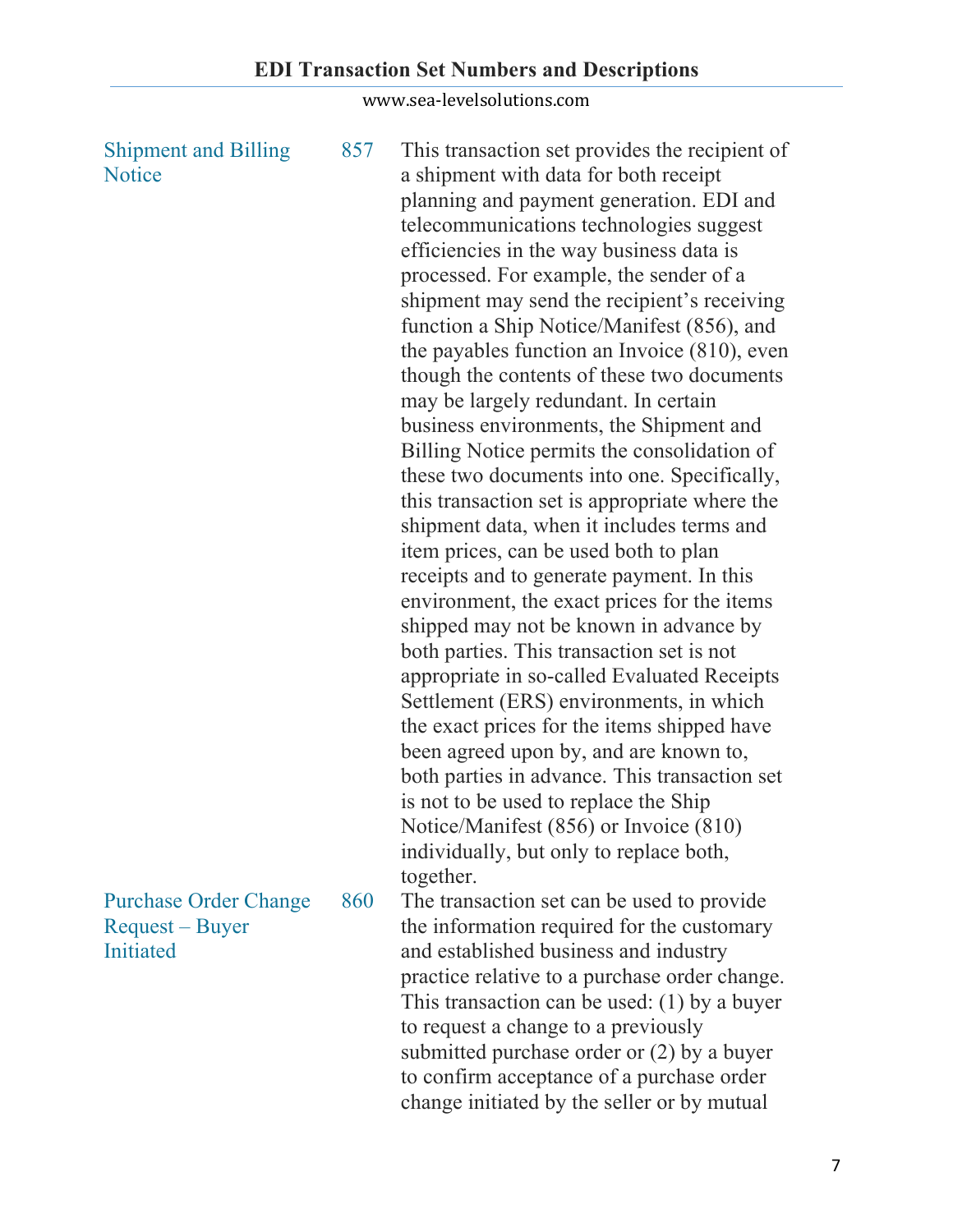| | | |
|---|---|---|
| Shipment and Billing Notice | 857 | This transaction set provides the recipient of a shipment with data for both receipt planning and payment generation. EDI and telecommunications technologies suggest efficiencies in the way business data is processed. For example, the sender of a shipment may send the recipient's receiving function a Ship Notice/Manifest (856), and the payables function an Invoice (810), even though the contents of these two documents may be largely redundant. In certain business environments, the Shipment and Billing Notice permits the consolidation of these two documents into one. Specifically, this transaction set is appropriate where the shipment data, when it includes terms and item prices, can be used both to plan receipts and to generate payment. In this environment, the exact prices for the items shipped may not be known in advance by both parties. This transaction set is not appropriate in so-called Evaluated Receipts Settlement (ERS) environments, in which the exact prices for the items shipped have been agreed upon by, and are known to, both parties in advance. This transaction set is not to be used to replace the Ship Notice/Manifest (856) or Invoice (810) individually, but only to replace both, together. |
| Purchase Order Change Request – Buyer Initiated | 860 | The transaction set can be used to provide the information required for the customary and established business and industry practice relative to a purchase order change. This transaction can be used: (1) by a buyer to request a change to a previously submitted purchase order or (2) by a buyer to confirm acceptance of a purchase order change initiated by the seller or by mutual |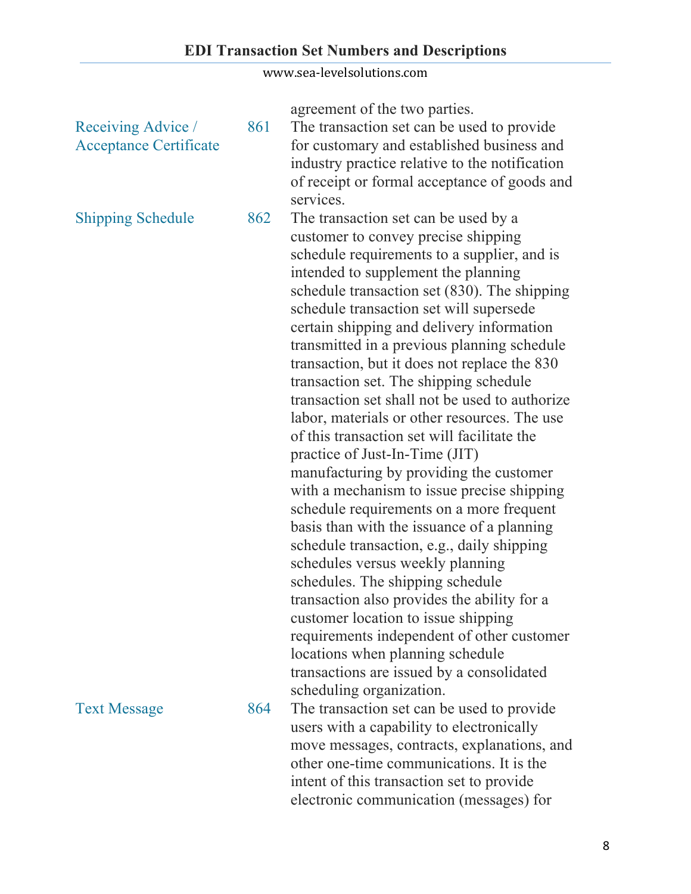| | | |
|---|---|---|
| | | agreement of the two parties. |
| Receiving Advice / Acceptance Certificate | 861 | The transaction set can be used to provide for customary and established business and industry practice relative to the notification of receipt or formal acceptance of goods and services. |
| Shipping Schedule | 862 | The transaction set can be used by a customer to convey precise shipping schedule requirements to a supplier, and is intended to supplement the planning schedule transaction set (830). The shipping schedule transaction set will supersede certain shipping and delivery information transmitted in a previous planning schedule transaction, but it does not replace the 830 transaction set. The shipping schedule transaction set shall not be used to authorize labor, materials or other resources. The use of this transaction set will facilitate the practice of Just-In-Time (JIT) manufacturing by providing the customer with a mechanism to issue precise shipping schedule requirements on a more frequent basis than with the issuance of a planning schedule transaction, e.g., daily shipping schedules versus weekly planning schedules. The shipping schedule transaction also provides the ability for a customer location to issue shipping requirements independent of other customer locations when planning schedule transactions are issued by a consolidated scheduling organization. |
| Text Message | 864 | The transaction set can be used to provide users with a capability to electronically move messages, contracts, explanations, and other one-time communications. It is the intent of this transaction set to provide electronic communication (messages) for |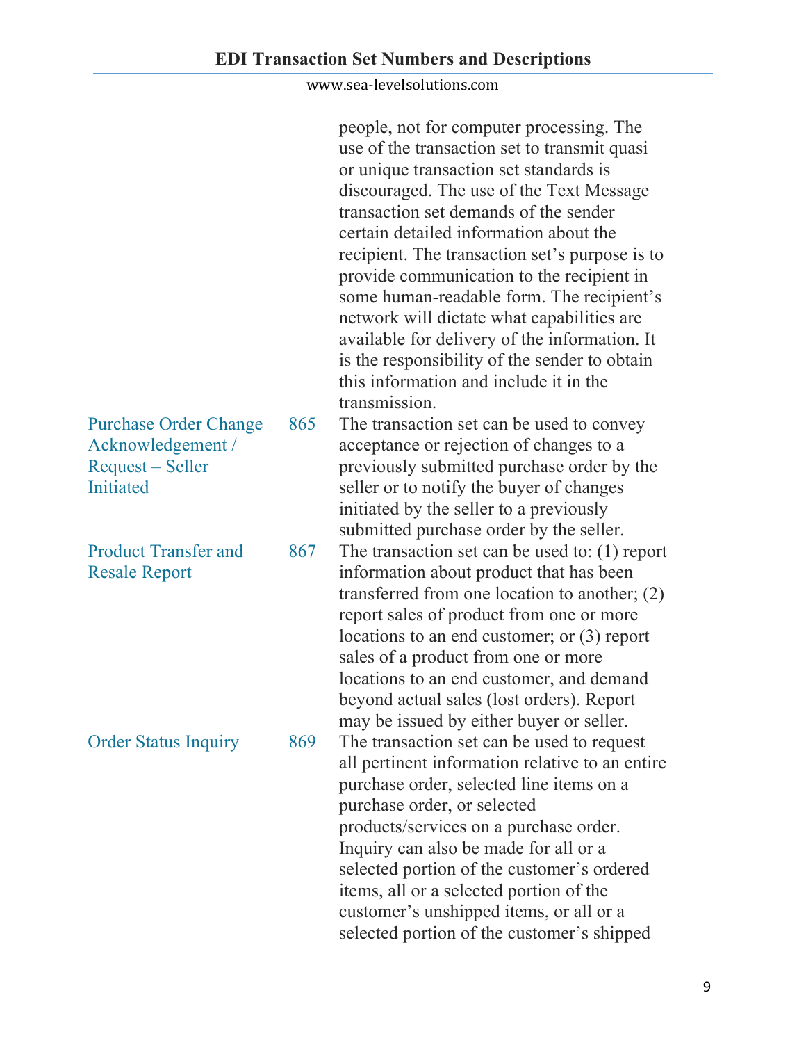| | | |
|---|---|---|
| | | people, not for computer processing. The use of the transaction set to transmit quasi or unique transaction set standards is discouraged. The use of the Text Message transaction set demands of the sender certain detailed information about the recipient. The transaction set's purpose is to provide communication to the recipient in some human-readable form. The recipient's network will dictate what capabilities are available for delivery of the information. It is the responsibility of the sender to obtain this information and include it in the transmission. |
| Purchase Order Change Acknowledgement / Request – Seller Initiated | 865 | The transaction set can be used to convey acceptance or rejection of changes to a previously submitted purchase order by the seller or to notify the buyer of changes initiated by the seller to a previously submitted purchase order by the seller. |
| Product Transfer and Resale Report | 867 | The transaction set can be used to: (1) report information about product that has been transferred from one location to another; (2) report sales of product from one or more locations to an end customer; or (3) report sales of a product from one or more locations to an end customer, and demand beyond actual sales (lost orders). Report may be issued by either buyer or seller. |
| Order Status Inquiry | 869 | The transaction set can be used to request all pertinent information relative to an entire purchase order, selected line items on a purchase order, or selected products/services on a purchase order. Inquiry can also be made for all or a selected portion of the customer's ordered items, all or a selected portion of the customer's unshipped items, or all or a selected portion of the customer's shipped |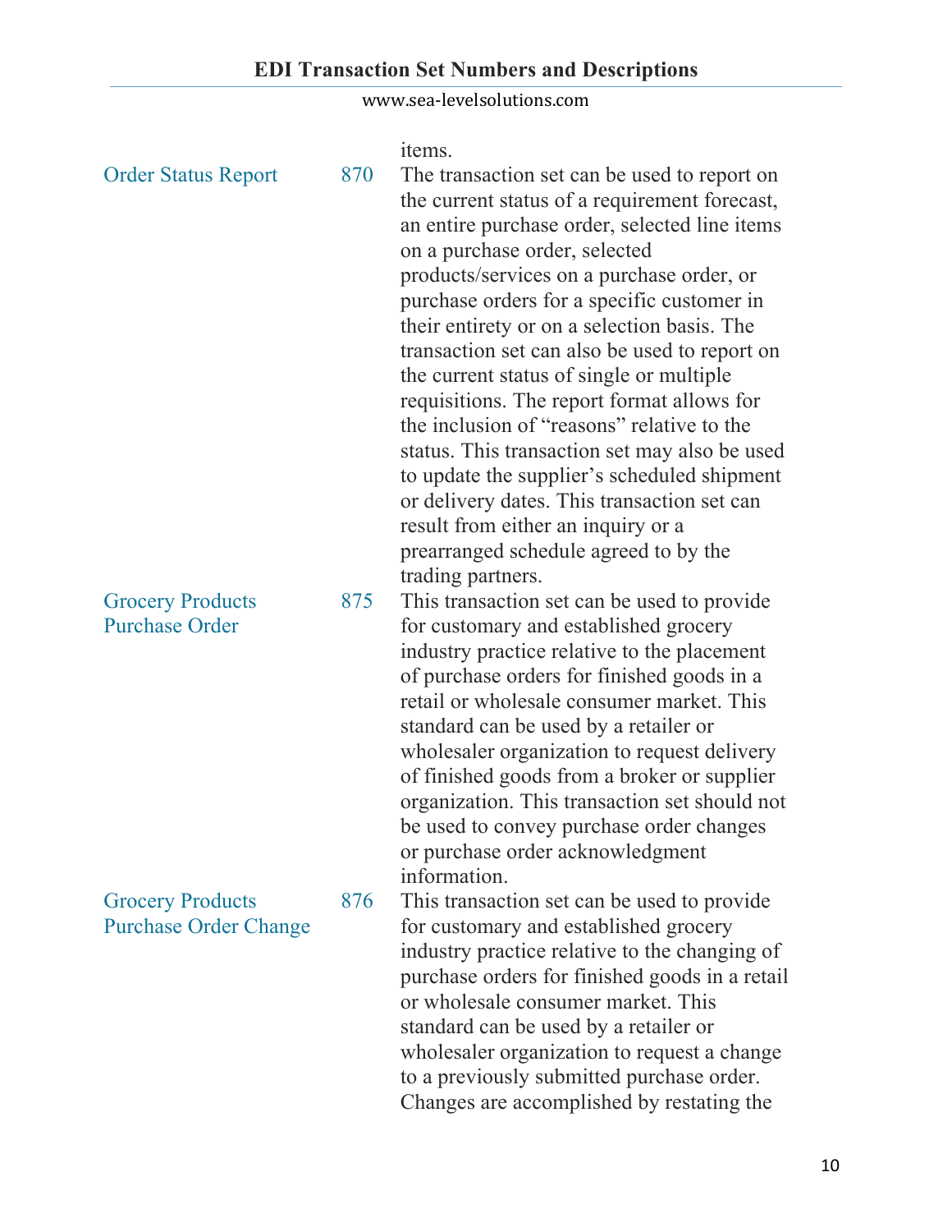| | | |
|---|---|---|
| | | items. |
| Order Status Report | 870 | The transaction set can be used to report on the current status of a requirement forecast, an entire purchase order, selected line items on a purchase order, selected products/services on a purchase order, or purchase orders for a specific customer in their entirety or on a selection basis. The transaction set can also be used to report on the current status of single or multiple requisitions. The report format allows for the inclusion of "reasons" relative to the status. This transaction set may also be used to update the supplier's scheduled shipment or delivery dates. This transaction set can result from either an inquiry or a prearranged schedule agreed to by the trading partners. |
| Grocery Products Purchase Order | 875 | This transaction set can be used to provide for customary and established grocery industry practice relative to the placement of purchase orders for finished goods in a retail or wholesale consumer market. This standard can be used by a retailer or wholesaler organization to request delivery of finished goods from a broker or supplier organization. This transaction set should not be used to convey purchase order changes or purchase order acknowledgment information. |
| Grocery Products Purchase Order Change | 876 | This transaction set can be used to provide for customary and established grocery industry practice relative to the changing of purchase orders for finished goods in a retail or wholesale consumer market. This standard can be used by a retailer or wholesaler organization to request a change to a previously submitted purchase order. Changes are accomplished by restating the |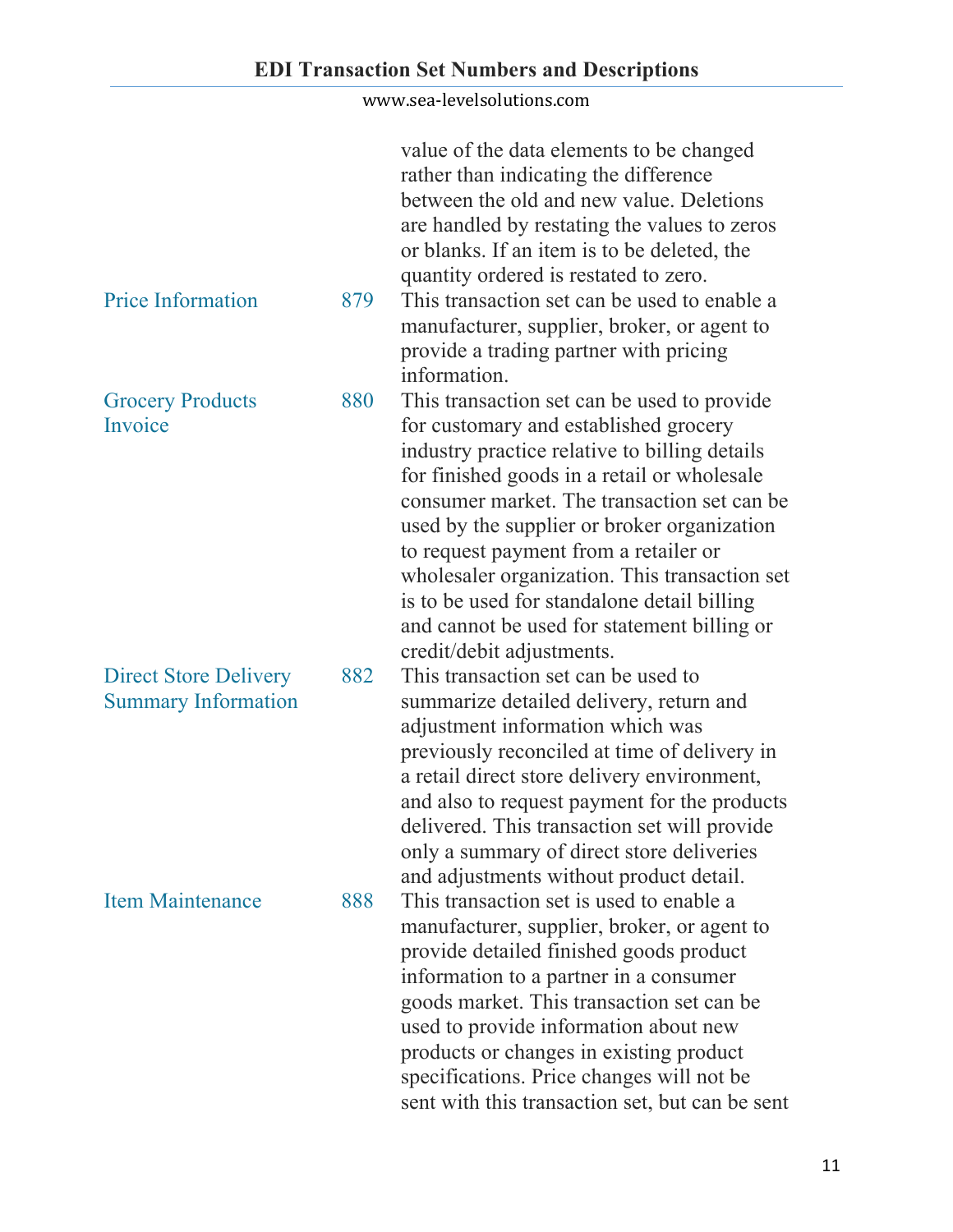| | | |
|---|---|---|
| | | value of the data elements to be changed rather than indicating the difference between the old and new value. Deletions are handled by restating the values to zeros or blanks. If an item is to be deleted, the quantity ordered is restated to zero. |
| Price Information | 879 | This transaction set can be used to enable a manufacturer, supplier, broker, or agent to provide a trading partner with pricing information. |
| Grocery Products Invoice | 880 | This transaction set can be used to provide for customary and established grocery industry practice relative to billing details for finished goods in a retail or wholesale consumer market. The transaction set can be used by the supplier or broker organization to request payment from a retailer or wholesaler organization. This transaction set is to be used for standalone detail billing and cannot be used for statement billing or credit/debit adjustments. |
| Direct Store Delivery Summary Information | 882 | This transaction set can be used to summarize detailed delivery, return and adjustment information which was previously reconciled at time of delivery in a retail direct store delivery environment, and also to request payment for the products delivered. This transaction set will provide only a summary of direct store deliveries and adjustments without product detail. |
| Item Maintenance | 888 | This transaction set is used to enable a manufacturer, supplier, broker, or agent to provide detailed finished goods product information to a partner in a consumer goods market. This transaction set can be used to provide information about new products or changes in existing product specifications. Price changes will not be sent with this transaction set, but can be sent |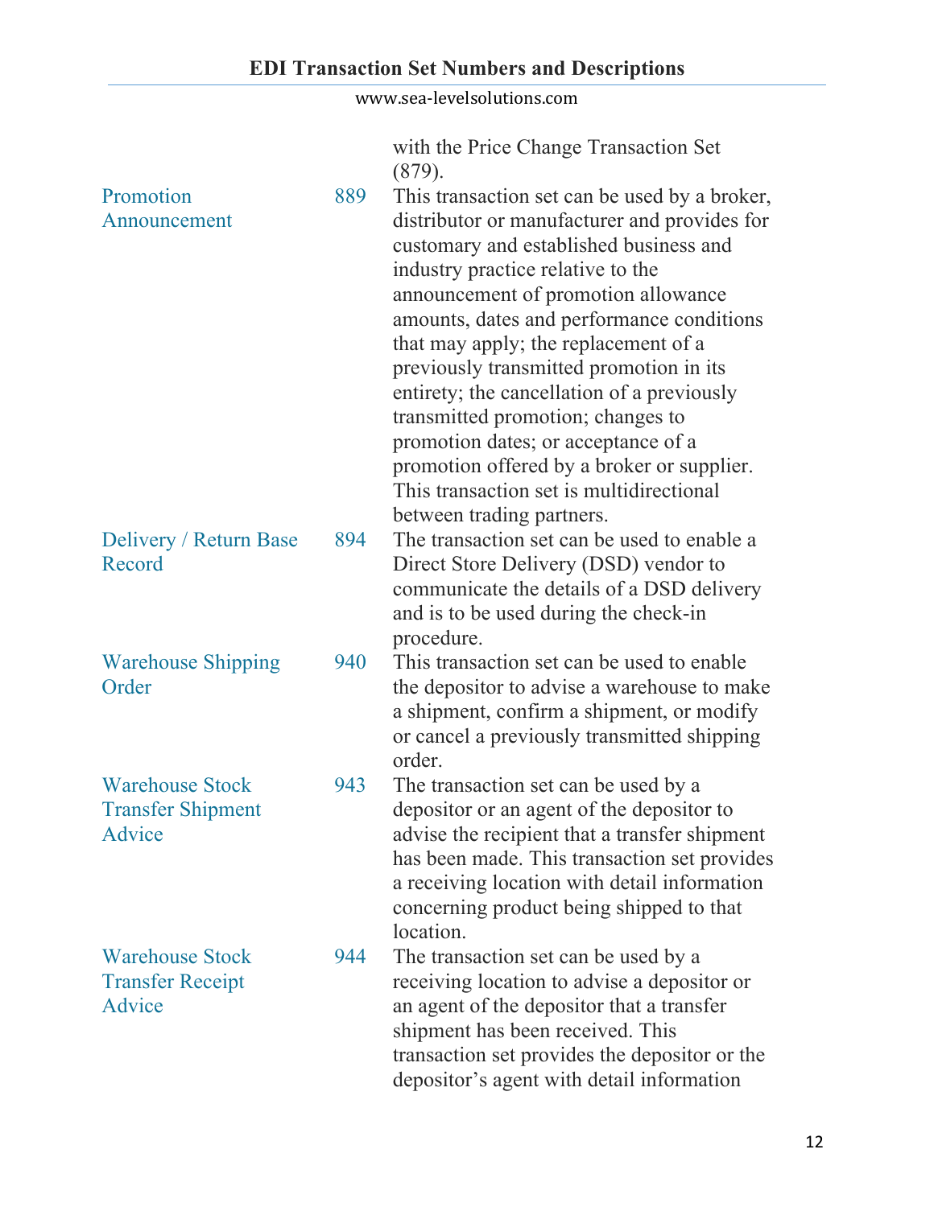| | | |
|---|---|---|
| | | with the Price Change Transaction Set (879). |
| Promotion Announcement | 889 | This transaction set can be used by a broker, distributor or manufacturer and provides for customary and established business and industry practice relative to the announcement of promotion allowance amounts, dates and performance conditions that may apply; the replacement of a previously transmitted promotion in its entirety; the cancellation of a previously transmitted promotion; changes to promotion dates; or acceptance of a promotion offered by a broker or supplier. This transaction set is multidirectional between trading partners. |
| Delivery / Return Base Record | 894 | The transaction set can be used to enable a Direct Store Delivery (DSD) vendor to communicate the details of a DSD delivery and is to be used during the check-in procedure. |
| Warehouse Shipping Order | 940 | This transaction set can be used to enable the depositor to advise a warehouse to make a shipment, confirm a shipment, or modify or cancel a previously transmitted shipping order. |
| Warehouse Stock Transfer Shipment Advice | 943 | The transaction set can be used by a depositor or an agent of the depositor to advise the recipient that a transfer shipment has been made. This transaction set provides a receiving location with detail information concerning product being shipped to that location. |
| Warehouse Stock Transfer Receipt Advice | 944 | The transaction set can be used by a receiving location to advise a depositor or an agent of the depositor that a transfer shipment has been received. This transaction set provides the depositor or the depositor's agent with detail information |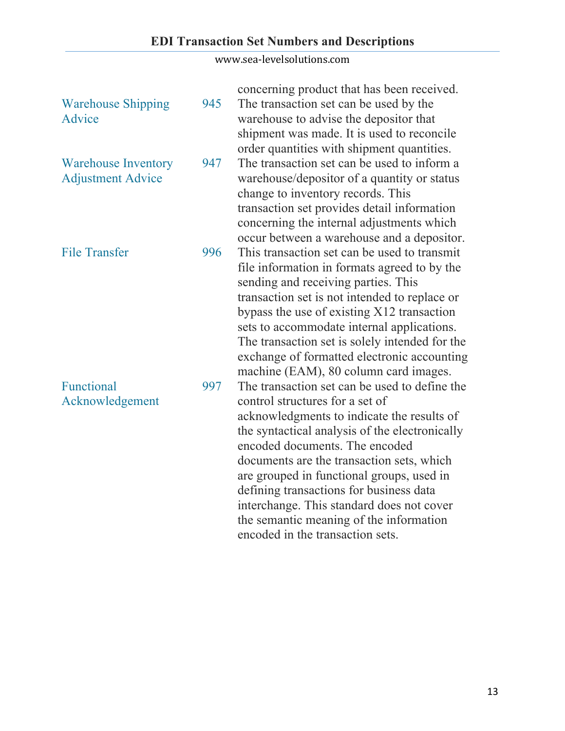| | | |
|---|---|---|
| | | concerning product that has been received. |
| Warehouse Shipping Advice | 945 | The transaction set can be used by the warehouse to advise the depositor that shipment was made. It is used to reconcile order quantities with shipment quantities. |
| Warehouse Inventory Adjustment Advice | 947 | The transaction set can be used to inform a warehouse/depositor of a quantity or status change to inventory records. This transaction set provides detail information concerning the internal adjustments which occur between a warehouse and a depositor. |
| File Transfer | 996 | This transaction set can be used to transmit file information in formats agreed to by the sending and receiving parties. This transaction set is not intended to replace or bypass the use of existing X12 transaction sets to accommodate internal applications. The transaction set is solely intended for the exchange of formatted electronic accounting machine (EAM), 80 column card images. |
| Functional Acknowledgement | 997 | The transaction set can be used to define the control structures for a set of acknowledgments to indicate the results of the syntactical analysis of the electronically encoded documents. The encoded documents are the transaction sets, which are grouped in functional groups, used in defining transactions for business data interchange. This standard does not cover the semantic meaning of the information encoded in the transaction sets. |